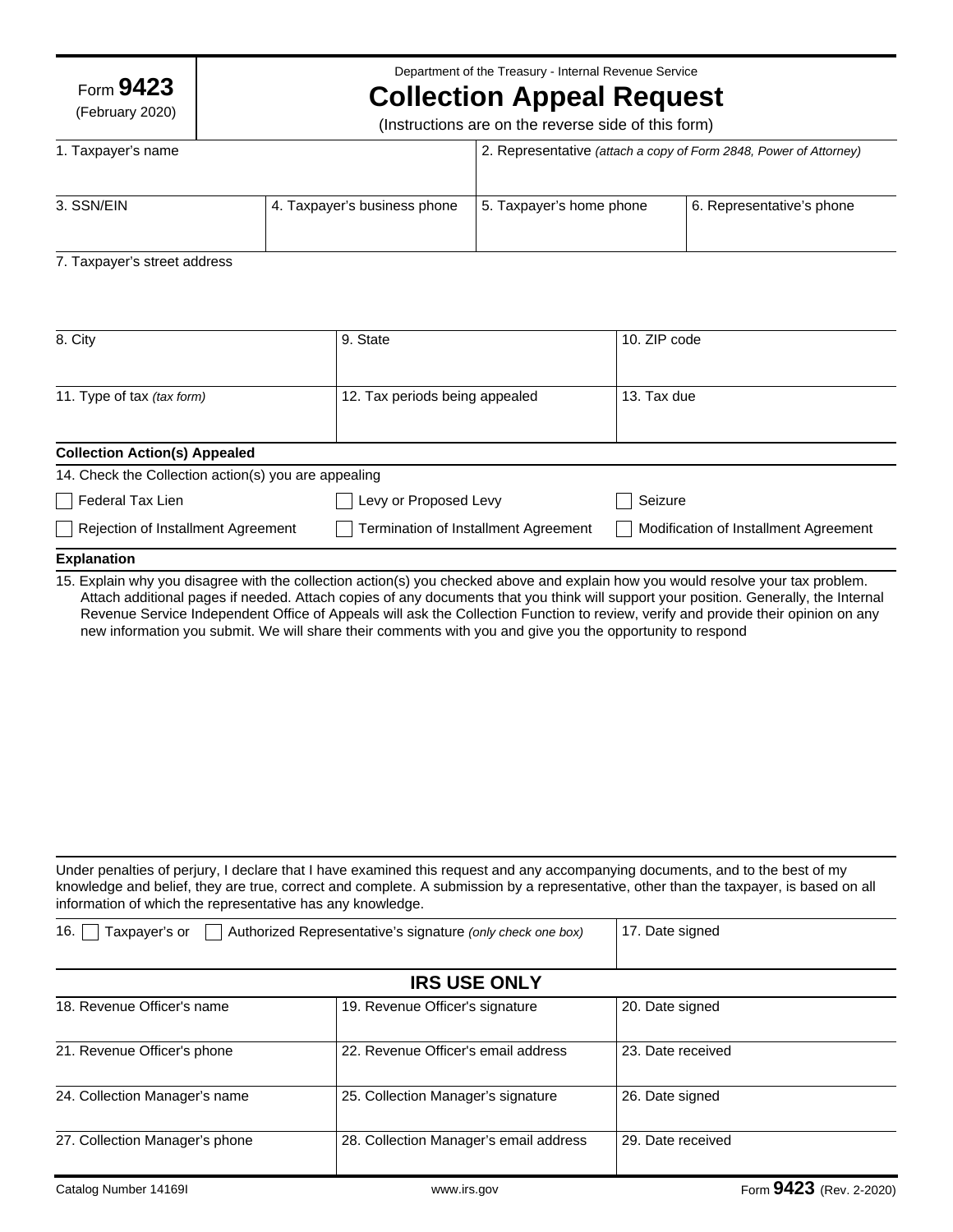Form **9423** (February 2020)

Department of the Treasury - Internal Revenue Service

# Collection Appeal Request

(Instructions are on the reverse side of this form)

| 1. Taxpayer's name | | 2. Representative *(attach a copy of Form 2848, Power of Attorney)* | |
|---|---|---|---|
| 3. SSN/EIN | 4. Taxpayer's business phone | 5. Taxpayer's home phone | 6. Representative's phone |

7. Taxpayer's street address

| 8. City | 9. State | 10. ZIP code |
|---|---|---|
| 11. Type of tax *(tax form)* | 12. Tax periods being appealed | 13. Tax due |

**Collection Action(s) Appealed**

14. Check the Collection action(s) you are appealing

| | | |
|---|---|---|
| ☐ Federal Tax Lien | ☐ Levy or Proposed Levy | ☐ Seizure |
| ☐ Rejection of Installment Agreement | ☐ Termination of Installment Agreement | ☐ Modification of Installment Agreement |

**Explanation**

15. Explain why you disagree with the collection action(s) you checked above and explain how you would resolve your tax problem. Attach additional pages if needed. Attach copies of any documents that you think will support your position. Generally, the Internal Revenue Service Independent Office of Appeals will ask the Collection Function to review, verify and provide their opinion on any new information you submit. We will share their comments with you and give you the opportunity to respond

Under penalties of perjury, I declare that I have examined this request and any accompanying documents, and to the best of my knowledge and belief, they are true, correct and complete. A submission by a representative, other than the taxpayer, is based on all information of which the representative has any knowledge.

| 16. ☐ Taxpayer's or ☐ Authorized Representative's signature *(only check one box)* | 17. Date signed |
|---|---|

## IRS USE ONLY

| 18. Revenue Officer's name | 19. Revenue Officer's signature | 20. Date signed |
|---|---|---|
| 21. Revenue Officer's phone | 22. Revenue Officer's email address | 23. Date received |
| 24. Collection Manager's name | 25. Collection Manager's signature | 26. Date signed |
| 27. Collection Manager's phone | 28. Collection Manager's email address | 29. Date received |

Catalog Number 14169I www.irs.gov Form **9423** (Rev. 2-2020)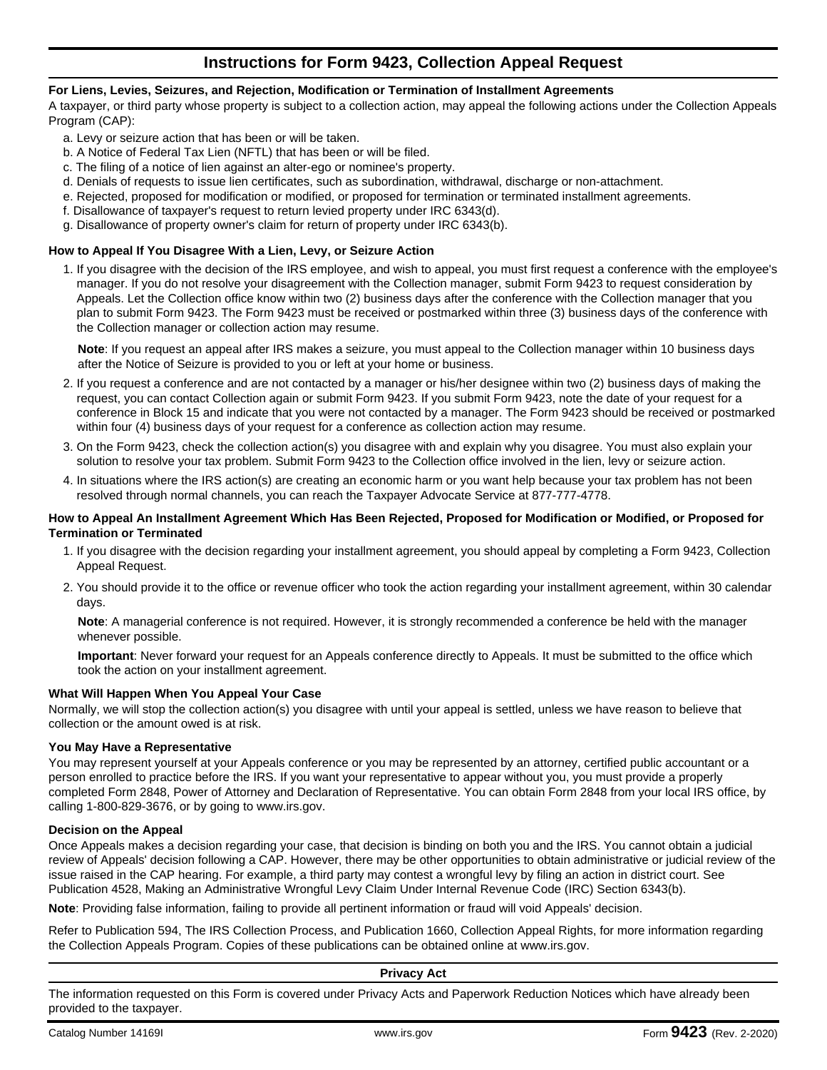# Instructions for Form 9423, Collection Appeal Request

**For Liens, Levies, Seizures, and Rejection, Modification or Termination of Installment Agreements**

A taxpayer, or third party whose property is subject to a collection action, may appeal the following actions under the Collection Appeals Program (CAP):

a. Levy or seizure action that has been or will be taken.
b. A Notice of Federal Tax Lien (NFTL) that has been or will be filed.
c. The filing of a notice of lien against an alter-ego or nominee's property.
d. Denials of requests to issue lien certificates, such as subordination, withdrawal, discharge or non-attachment.
e. Rejected, proposed for modification or modified, or proposed for termination or terminated installment agreements.
f. Disallowance of taxpayer's request to return levied property under IRC 6343(d).
g. Disallowance of property owner's claim for return of property under IRC 6343(b).

**How to Appeal If You Disagree With a Lien, Levy, or Seizure Action**

1. If you disagree with the decision of the IRS employee, and wish to appeal, you must first request a conference with the employee's manager. If you do not resolve your disagreement with the Collection manager, submit Form 9423 to request consideration by Appeals. Let the Collection office know within two (2) business days after the conference with the Collection manager that you plan to submit Form 9423. The Form 9423 must be received or postmarked within three (3) business days of the conference with the Collection manager or collection action may resume.

   **Note**: If you request an appeal after IRS makes a seizure, you must appeal to the Collection manager within 10 business days after the Notice of Seizure is provided to you or left at your home or business.

2. If you request a conference and are not contacted by a manager or his/her designee within two (2) business days of making the request, you can contact Collection again or submit Form 9423. If you submit Form 9423, note the date of your request for a conference in Block 15 and indicate that you were not contacted by a manager. The Form 9423 should be received or postmarked within four (4) business days of your request for a conference as collection action may resume.

3. On the Form 9423, check the collection action(s) you disagree with and explain why you disagree. You must also explain your solution to resolve your tax problem. Submit Form 9423 to the Collection office involved in the lien, levy or seizure action.

4. In situations where the IRS action(s) are creating an economic harm or you want help because your tax problem has not been resolved through normal channels, you can reach the Taxpayer Advocate Service at 877-777-4778.

**How to Appeal An Installment Agreement Which Has Been Rejected, Proposed for Modification or Modified, or Proposed for Termination or Terminated**

1. If you disagree with the decision regarding your installment agreement, you should appeal by completing a Form 9423, Collection Appeal Request.

2. You should provide it to the office or revenue officer who took the action regarding your installment agreement, within 30 calendar days.

   **Note**: A managerial conference is not required. However, it is strongly recommended a conference be held with the manager whenever possible.

   **Important**: Never forward your request for an Appeals conference directly to Appeals. It must be submitted to the office which took the action on your installment agreement.

**What Will Happen When You Appeal Your Case**

Normally, we will stop the collection action(s) you disagree with until your appeal is settled, unless we have reason to believe that collection or the amount owed is at risk.

**You May Have a Representative**

You may represent yourself at your Appeals conference or you may be represented by an attorney, certified public accountant or a person enrolled to practice before the IRS. If you want your representative to appear without you, you must provide a properly completed Form 2848, Power of Attorney and Declaration of Representative. You can obtain Form 2848 from your local IRS office, by calling 1-800-829-3676, or by going to www.irs.gov.

**Decision on the Appeal**

Once Appeals makes a decision regarding your case, that decision is binding on both you and the IRS. You cannot obtain a judicial review of Appeals' decision following a CAP. However, there may be other opportunities to obtain administrative or judicial review of the issue raised in the CAP hearing. For example, a third party may contest a wrongful levy by filing an action in district court. See Publication 4528, Making an Administrative Wrongful Levy Claim Under Internal Revenue Code (IRC) Section 6343(b).

**Note**: Providing false information, failing to provide all pertinent information or fraud will void Appeals' decision.

Refer to Publication 594, The IRS Collection Process, and Publication 1660, Collection Appeal Rights, for more information regarding the Collection Appeals Program. Copies of these publications can be obtained online at www.irs.gov.

**Privacy Act**

The information requested on this Form is covered under Privacy Acts and Paperwork Reduction Notices which have already been provided to the taxpayer.

Catalog Number 14169I www.irs.gov Form **9423** (Rev. 2-2020)